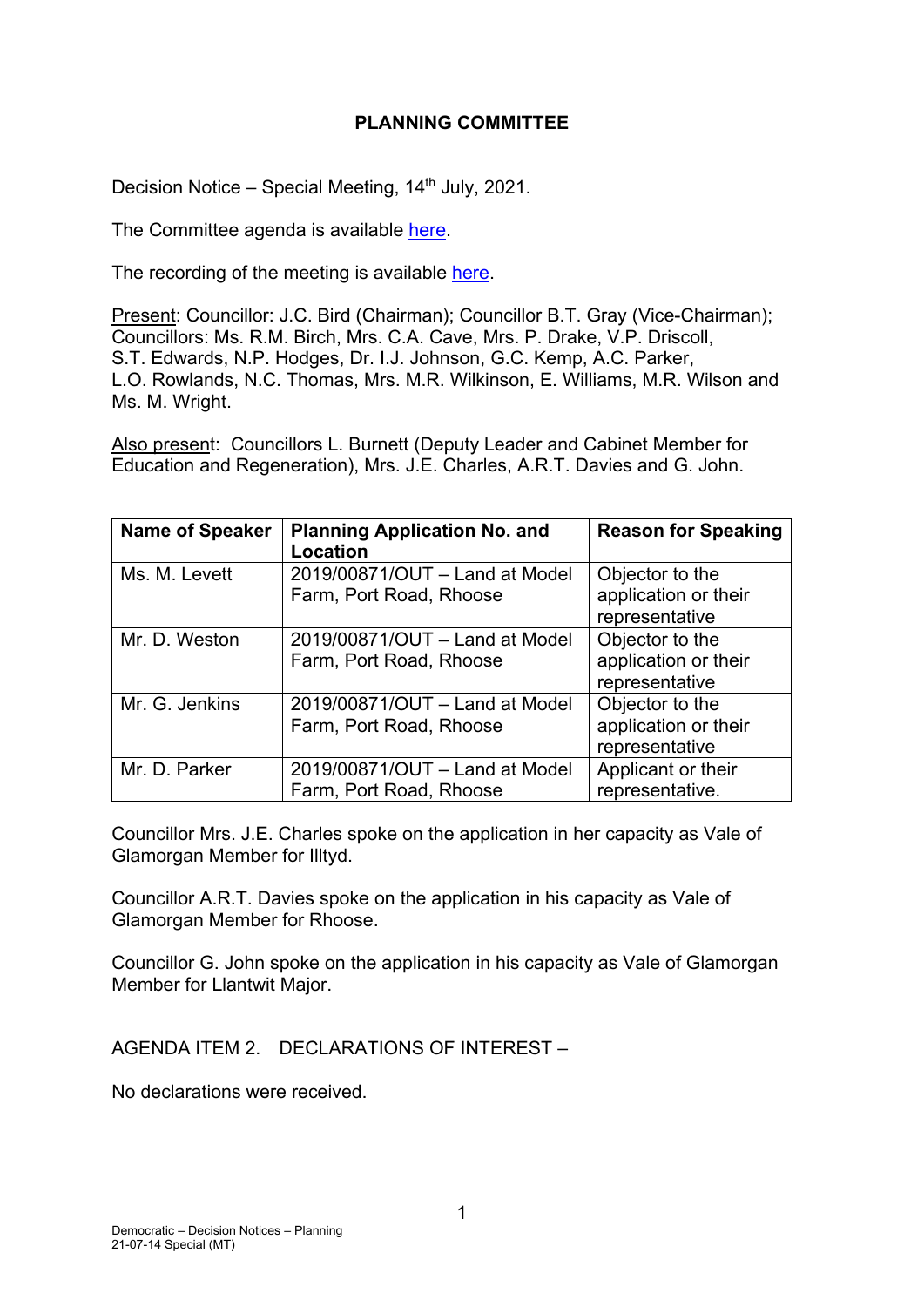# PLANNING COMMITTEE

Decision Notice – Special Meeting, 14th July, 2021.

The Committee agenda is available here.

The recording of the meeting is available here.

Present: Councillor: J.C. Bird (Chairman); Councillor B.T. Gray (Vice-Chairman); Councillors: Ms. R.M. Birch, Mrs. C.A. Cave, Mrs. P. Drake, V.P. Driscoll, S.T. Edwards, N.P. Hodges, Dr. I.J. Johnson, G.C. Kemp, A.C. Parker, L.O. Rowlands, N.C. Thomas, Mrs. M.R. Wilkinson, E. Williams, M.R. Wilson and Ms. M. Wright.

Also present: Councillors L. Burnett (Deputy Leader and Cabinet Member for Education and Regeneration), Mrs. J.E. Charles, A.R.T. Davies and G. John.

| Name of Speaker | Planning Application No. and Location | Reason for Speaking |
| --- | --- | --- |
| Ms. M. Levett | 2019/00871/OUT – Land at Model Farm, Port Road, Rhoose | Objector to the application or their representative |
| Mr. D. Weston | 2019/00871/OUT – Land at Model Farm, Port Road, Rhoose | Objector to the application or their representative |
| Mr. G. Jenkins | 2019/00871/OUT – Land at Model Farm, Port Road, Rhoose | Objector to the application or their representative |
| Mr. D. Parker | 2019/00871/OUT – Land at Model Farm, Port Road, Rhoose | Applicant or their representative. |

Councillor Mrs. J.E. Charles spoke on the application in her capacity as Vale of Glamorgan Member for Illtyd.

Councillor A.R.T. Davies spoke on the application in his capacity as Vale of Glamorgan Member for Rhoose.

Councillor G. John spoke on the application in his capacity as Vale of Glamorgan Member for Llantwit Major.

AGENDA ITEM 2. DECLARATIONS OF INTEREST –

No declarations were received.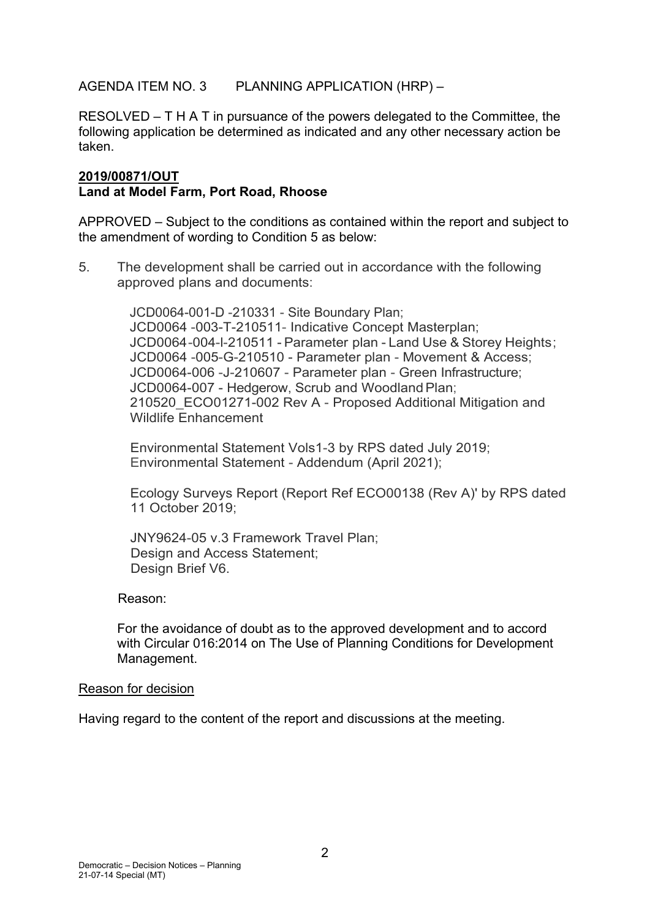AGENDA ITEM NO. 3 PLANNING APPLICATION (HRP) –

RESOLVED – T H A T in pursuance of the powers delegated to the Committee, the following application be determined as indicated and any other necessary action be taken.

**2019/00871/OUT**
**Land at Model Farm, Port Road, Rhoose**

APPROVED – Subject to the conditions as contained within the report and subject to the amendment of wording to Condition 5 as below:

5. The development shall be carried out in accordance with the following approved plans and documents:

   JCD0064-001-D -210331 - Site Boundary Plan;
   JCD0064 -003-T-210511- Indicative Concept Masterplan;
   JCD0064-004-I-210511 - Parameter plan - Land Use & Storey Heights;
   JCD0064 -005-G-210510 - Parameter plan - Movement & Access;
   JCD0064-006 -J-210607 - Parameter plan - Green Infrastructure;
   JCD0064-007 - Hedgerow, Scrub and Woodland Plan;
   210520_ECO01271-002 Rev A - Proposed Additional Mitigation and Wildlife Enhancement

   Environmental Statement Vols1-3 by RPS dated July 2019;
   Environmental Statement - Addendum (April 2021);

   Ecology Surveys Report (Report Ref ECO00138 (Rev A)' by RPS dated 11 October 2019;

   JNY9624-05 v.3 Framework Travel Plan;
   Design and Access Statement;
   Design Brief V6.

   Reason:

   For the avoidance of doubt as to the approved development and to accord with Circular 016:2014 on The Use of Planning Conditions for Development Management.

Reason for decision

Having regard to the content of the report and discussions at the meeting.